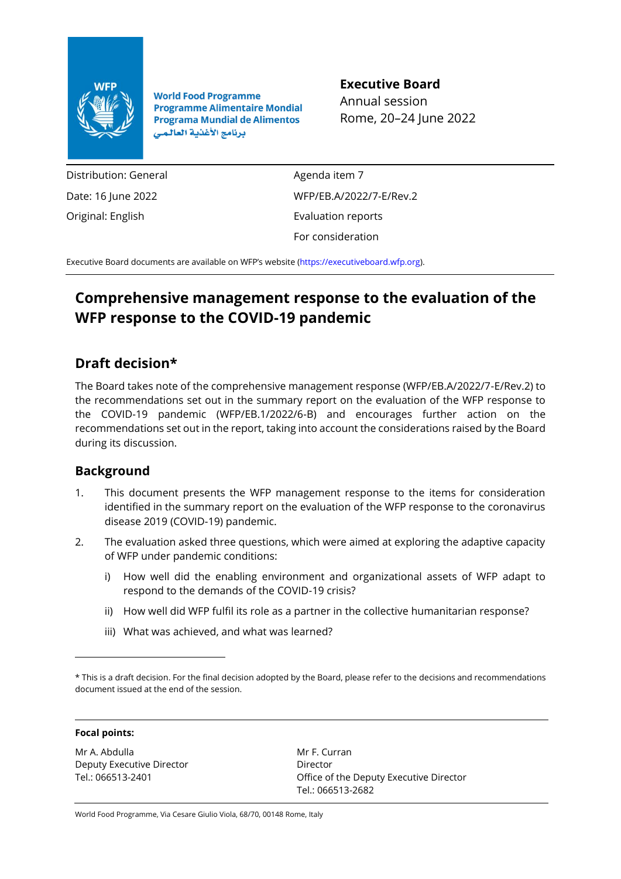World Food Programme
Programme Alimentaire Mondial
Programa Mundial de Alimentos
برنامج الأغذية العالمي

**Executive Board**
Annual session
Rome, 20–24 June 2022

| | |
|---|---|
| Distribution: General | Agenda item 7 |
| Date: 16 June 2022 | WFP/EB.A/2022/7-E/Rev.2 |
| Original: English | Evaluation reports |
| | For consideration |

Executive Board documents are available on WFP's website (https://executiveboard.wfp.org).

# Comprehensive management response to the evaluation of the WFP response to the COVID-19 pandemic

## Draft decision*

The Board takes note of the comprehensive management response (WFP/EB.A/2022/7-E/Rev.2) to the recommendations set out in the summary report on the evaluation of the WFP response to the COVID-19 pandemic (WFP/EB.1/2022/6-B) and encourages further action on the recommendations set out in the report, taking into account the considerations raised by the Board during its discussion.

## Background

1. This document presents the WFP management response to the items for consideration identified in the summary report on the evaluation of the WFP response to the coronavirus disease 2019 (COVID-19) pandemic.
2. The evaluation asked three questions, which were aimed at exploring the adaptive capacity of WFP under pandemic conditions:
   i) How well did the enabling environment and organizational assets of WFP adapt to respond to the demands of the COVID-19 crisis?
   ii) How well did WFP fulfil its role as a partner in the collective humanitarian response?
   iii) What was achieved, and what was learned?

* This is a draft decision. For the final decision adopted by the Board, please refer to the decisions and recommendations document issued at the end of the session.

**Focal points:**

| | |
|---|---|
| Mr A. Abdulla<br>Deputy Executive Director<br>Tel.: 066513-2401 | Mr F. Curran<br>Director<br>Office of the Deputy Executive Director<br>Tel.: 066513-2682 |

World Food Programme, Via Cesare Giulio Viola, 68/70, 00148 Rome, Italy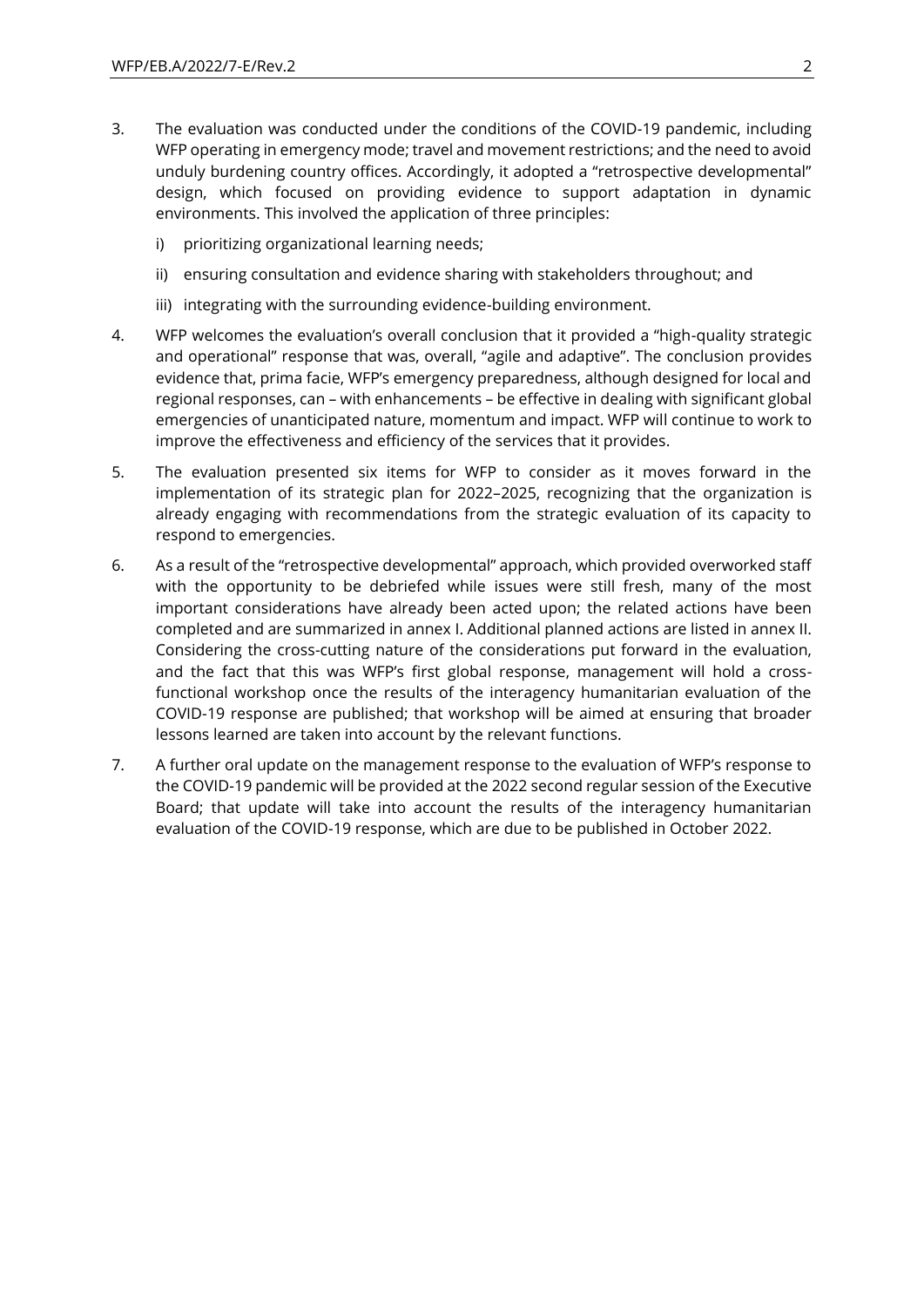3. The evaluation was conducted under the conditions of the COVID-19 pandemic, including WFP operating in emergency mode; travel and movement restrictions; and the need to avoid unduly burdening country offices. Accordingly, it adopted a "retrospective developmental" design, which focused on providing evidence to support adaptation in dynamic environments. This involved the application of three principles:

   i) prioritizing organizational learning needs;

   ii) ensuring consultation and evidence sharing with stakeholders throughout; and

   iii) integrating with the surrounding evidence-building environment.

4. WFP welcomes the evaluation's overall conclusion that it provided a "high-quality strategic and operational" response that was, overall, "agile and adaptive". The conclusion provides evidence that, prima facie, WFP's emergency preparedness, although designed for local and regional responses, can – with enhancements – be effective in dealing with significant global emergencies of unanticipated nature, momentum and impact. WFP will continue to work to improve the effectiveness and efficiency of the services that it provides.

5. The evaluation presented six items for WFP to consider as it moves forward in the implementation of its strategic plan for 2022–2025, recognizing that the organization is already engaging with recommendations from the strategic evaluation of its capacity to respond to emergencies.

6. As a result of the "retrospective developmental" approach, which provided overworked staff with the opportunity to be debriefed while issues were still fresh, many of the most important considerations have already been acted upon; the related actions have been completed and are summarized in annex I. Additional planned actions are listed in annex II. Considering the cross-cutting nature of the considerations put forward in the evaluation, and the fact that this was WFP's first global response, management will hold a cross-functional workshop once the results of the interagency humanitarian evaluation of the COVID-19 response are published; that workshop will be aimed at ensuring that broader lessons learned are taken into account by the relevant functions.

7. A further oral update on the management response to the evaluation of WFP's response to the COVID-19 pandemic will be provided at the 2022 second regular session of the Executive Board; that update will take into account the results of the interagency humanitarian evaluation of the COVID-19 response, which are due to be published in October 2022.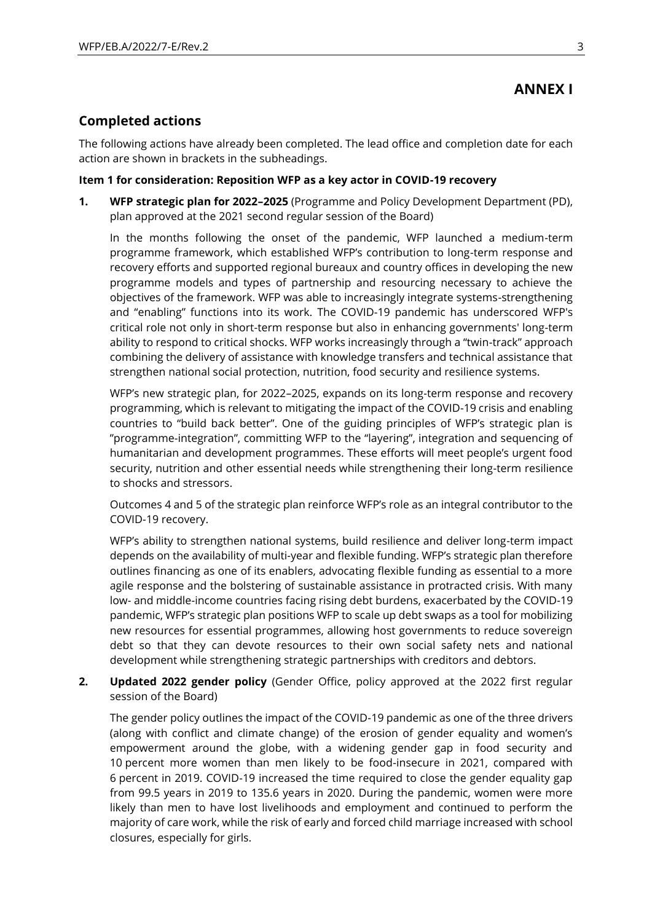# ANNEX I

## Completed actions

The following actions have already been completed. The lead office and completion date for each action are shown in brackets in the subheadings.

**Item 1 for consideration: Reposition WFP as a key actor in COVID-19 recovery**

1. **WFP strategic plan for 2022–2025** (Programme and Policy Development Department (PD), plan approved at the 2021 second regular session of the Board)

   In the months following the onset of the pandemic, WFP launched a medium-term programme framework, which established WFP's contribution to long-term response and recovery efforts and supported regional bureaux and country offices in developing the new programme models and types of partnership and resourcing necessary to achieve the objectives of the framework. WFP was able to increasingly integrate systems-strengthening and "enabling" functions into its work. The COVID-19 pandemic has underscored WFP's critical role not only in short-term response but also in enhancing governments' long-term ability to respond to critical shocks. WFP works increasingly through a "twin-track" approach combining the delivery of assistance with knowledge transfers and technical assistance that strengthen national social protection, nutrition, food security and resilience systems.

   WFP's new strategic plan, for 2022–2025, expands on its long-term response and recovery programming, which is relevant to mitigating the impact of the COVID-19 crisis and enabling countries to "build back better". One of the guiding principles of WFP's strategic plan is "programme-integration", committing WFP to the "layering", integration and sequencing of humanitarian and development programmes. These efforts will meet people's urgent food security, nutrition and other essential needs while strengthening their long-term resilience to shocks and stressors.

   Outcomes 4 and 5 of the strategic plan reinforce WFP's role as an integral contributor to the COVID-19 recovery.

   WFP's ability to strengthen national systems, build resilience and deliver long-term impact depends on the availability of multi-year and flexible funding. WFP's strategic plan therefore outlines financing as one of its enablers, advocating flexible funding as essential to a more agile response and the bolstering of sustainable assistance in protracted crisis. With many low- and middle-income countries facing rising debt burdens, exacerbated by the COVID-19 pandemic, WFP's strategic plan positions WFP to scale up debt swaps as a tool for mobilizing new resources for essential programmes, allowing host governments to reduce sovereign debt so that they can devote resources to their own social safety nets and national development while strengthening strategic partnerships with creditors and debtors.

2. **Updated 2022 gender policy** (Gender Office, policy approved at the 2022 first regular session of the Board)

   The gender policy outlines the impact of the COVID-19 pandemic as one of the three drivers (along with conflict and climate change) of the erosion of gender equality and women's empowerment around the globe, with a widening gender gap in food security and 10 percent more women than men likely to be food-insecure in 2021, compared with 6 percent in 2019. COVID-19 increased the time required to close the gender equality gap from 99.5 years in 2019 to 135.6 years in 2020. During the pandemic, women were more likely than men to have lost livelihoods and employment and continued to perform the majority of care work, while the risk of early and forced child marriage increased with school closures, especially for girls.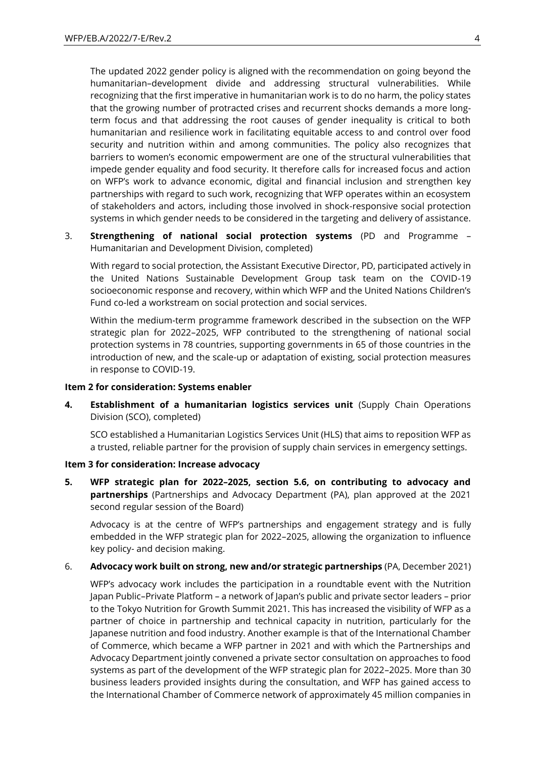The updated 2022 gender policy is aligned with the recommendation on going beyond the humanitarian–development divide and addressing structural vulnerabilities. While recognizing that the first imperative in humanitarian work is to do no harm, the policy states that the growing number of protracted crises and recurrent shocks demands a more long-term focus and that addressing the root causes of gender inequality is critical to both humanitarian and resilience work in facilitating equitable access to and control over food security and nutrition within and among communities. The policy also recognizes that barriers to women's economic empowerment are one of the structural vulnerabilities that impede gender equality and food security. It therefore calls for increased focus and action on WFP's work to advance economic, digital and financial inclusion and strengthen key partnerships with regard to such work, recognizing that WFP operates within an ecosystem of stakeholders and actors, including those involved in shock-responsive social protection systems in which gender needs to be considered in the targeting and delivery of assistance.

3. **Strengthening of national social protection systems** (PD and Programme – Humanitarian and Development Division, completed)

   With regard to social protection, the Assistant Executive Director, PD, participated actively in the United Nations Sustainable Development Group task team on the COVID-19 socioeconomic response and recovery, within which WFP and the United Nations Children's Fund co-led a workstream on social protection and social services.

   Within the medium-term programme framework described in the subsection on the WFP strategic plan for 2022–2025, WFP contributed to the strengthening of national social protection systems in 78 countries, supporting governments in 65 of those countries in the introduction of new, and the scale-up or adaptation of existing, social protection measures in response to COVID-19.

**Item 2 for consideration: Systems enabler**

4. **Establishment of a humanitarian logistics services unit** (Supply Chain Operations Division (SCO), completed)

   SCO established a Humanitarian Logistics Services Unit (HLS) that aims to reposition WFP as a trusted, reliable partner for the provision of supply chain services in emergency settings.

**Item 3 for consideration: Increase advocacy**

5. **WFP strategic plan for 2022–2025, section 5.6, on contributing to advocacy and partnerships** (Partnerships and Advocacy Department (PA), plan approved at the 2021 second regular session of the Board)

   Advocacy is at the centre of WFP's partnerships and engagement strategy and is fully embedded in the WFP strategic plan for 2022–2025, allowing the organization to influence key policy- and decision making.

6. **Advocacy work built on strong, new and/or strategic partnerships** (PA, December 2021)

   WFP's advocacy work includes the participation in a roundtable event with the Nutrition Japan Public–Private Platform – a network of Japan's public and private sector leaders – prior to the Tokyo Nutrition for Growth Summit 2021. This has increased the visibility of WFP as a partner of choice in partnership and technical capacity in nutrition, particularly for the Japanese nutrition and food industry. Another example is that of the International Chamber of Commerce, which became a WFP partner in 2021 and with which the Partnerships and Advocacy Department jointly convened a private sector consultation on approaches to food systems as part of the development of the WFP strategic plan for 2022–2025. More than 30 business leaders provided insights during the consultation, and WFP has gained access to the International Chamber of Commerce network of approximately 45 million companies in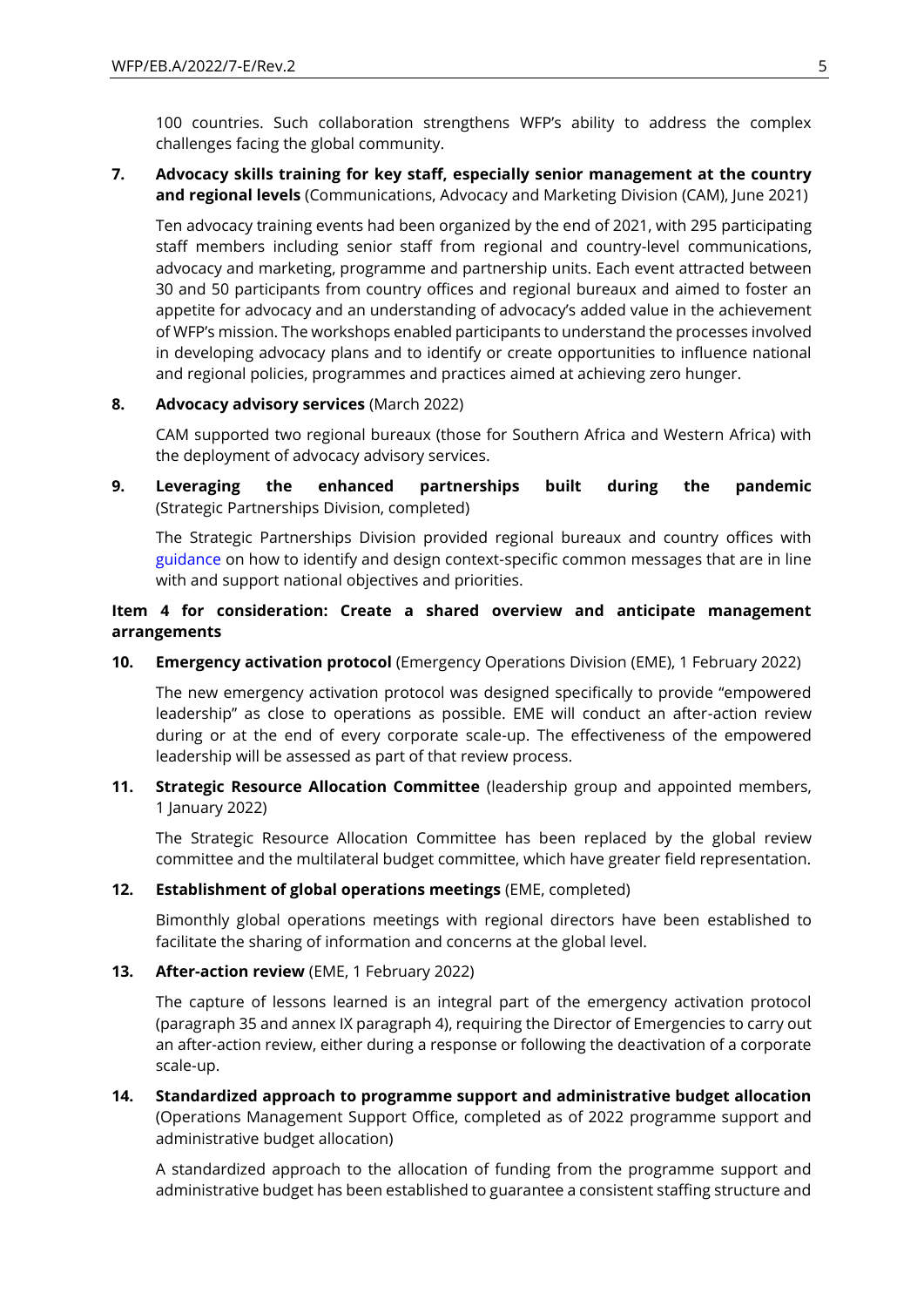100 countries. Such collaboration strengthens WFP's ability to address the complex challenges facing the global community.

7. **Advocacy skills training for key staff, especially senior management at the country and regional levels** (Communications, Advocacy and Marketing Division (CAM), June 2021)

   Ten advocacy training events had been organized by the end of 2021, with 295 participating staff members including senior staff from regional and country-level communications, advocacy and marketing, programme and partnership units. Each event attracted between 30 and 50 participants from country offices and regional bureaux and aimed to foster an appetite for advocacy and an understanding of advocacy's added value in the achievement of WFP's mission. The workshops enabled participants to understand the processes involved in developing advocacy plans and to identify or create opportunities to influence national and regional policies, programmes and practices aimed at achieving zero hunger.

8. **Advocacy advisory services** (March 2022)

   CAM supported two regional bureaux (those for Southern Africa and Western Africa) with the deployment of advocacy advisory services.

9. **Leveraging the enhanced partnerships built during the pandemic** (Strategic Partnerships Division, completed)

   The Strategic Partnerships Division provided regional bureaux and country offices with guidance on how to identify and design context-specific common messages that are in line with and support national objectives and priorities.

**Item 4 for consideration: Create a shared overview and anticipate management arrangements**

10. **Emergency activation protocol** (Emergency Operations Division (EME), 1 February 2022)

    The new emergency activation protocol was designed specifically to provide "empowered leadership" as close to operations as possible. EME will conduct an after-action review during or at the end of every corporate scale-up. The effectiveness of the empowered leadership will be assessed as part of that review process.

11. **Strategic Resource Allocation Committee** (leadership group and appointed members, 1 January 2022)

    The Strategic Resource Allocation Committee has been replaced by the global review committee and the multilateral budget committee, which have greater field representation.

12. **Establishment of global operations meetings** (EME, completed)

    Bimonthly global operations meetings with regional directors have been established to facilitate the sharing of information and concerns at the global level.

13. **After-action review** (EME, 1 February 2022)

    The capture of lessons learned is an integral part of the emergency activation protocol (paragraph 35 and annex IX paragraph 4), requiring the Director of Emergencies to carry out an after-action review, either during a response or following the deactivation of a corporate scale-up.

14. **Standardized approach to programme support and administrative budget allocation** (Operations Management Support Office, completed as of 2022 programme support and administrative budget allocation)

    A standardized approach to the allocation of funding from the programme support and administrative budget has been established to guarantee a consistent staffing structure and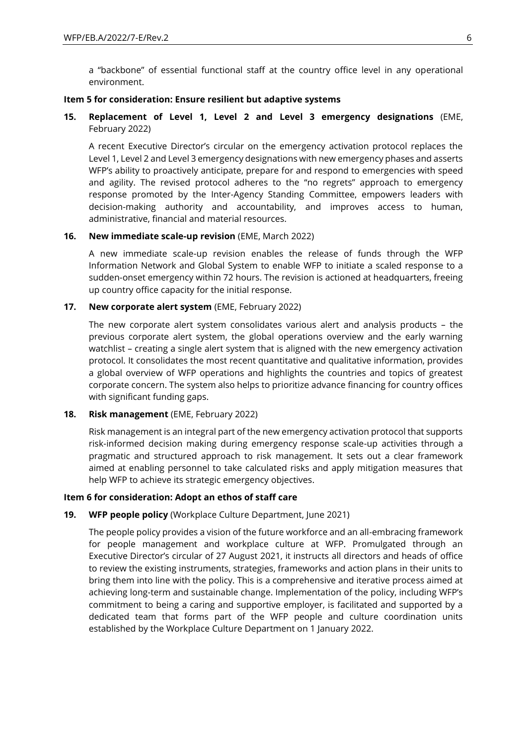a "backbone" of essential functional staff at the country office level in any operational environment.

**Item 5 for consideration: Ensure resilient but adaptive systems**

**15. Replacement of Level 1, Level 2 and Level 3 emergency designations** (EME, February 2022)

A recent Executive Director's circular on the emergency activation protocol replaces the Level 1, Level 2 and Level 3 emergency designations with new emergency phases and asserts WFP's ability to proactively anticipate, prepare for and respond to emergencies with speed and agility. The revised protocol adheres to the "no regrets" approach to emergency response promoted by the Inter-Agency Standing Committee, empowers leaders with decision-making authority and accountability, and improves access to human, administrative, financial and material resources.

**16. New immediate scale-up revision** (EME, March 2022)

A new immediate scale-up revision enables the release of funds through the WFP Information Network and Global System to enable WFP to initiate a scaled response to a sudden-onset emergency within 72 hours. The revision is actioned at headquarters, freeing up country office capacity for the initial response.

**17. New corporate alert system** (EME, February 2022)

The new corporate alert system consolidates various alert and analysis products – the previous corporate alert system, the global operations overview and the early warning watchlist – creating a single alert system that is aligned with the new emergency activation protocol. It consolidates the most recent quantitative and qualitative information, provides a global overview of WFP operations and highlights the countries and topics of greatest corporate concern. The system also helps to prioritize advance financing for country offices with significant funding gaps.

**18. Risk management** (EME, February 2022)

Risk management is an integral part of the new emergency activation protocol that supports risk-informed decision making during emergency response scale-up activities through a pragmatic and structured approach to risk management. It sets out a clear framework aimed at enabling personnel to take calculated risks and apply mitigation measures that help WFP to achieve its strategic emergency objectives.

**Item 6 for consideration: Adopt an ethos of staff care**

**19. WFP people policy** (Workplace Culture Department, June 2021)

The people policy provides a vision of the future workforce and an all-embracing framework for people management and workplace culture at WFP. Promulgated through an Executive Director's circular of 27 August 2021, it instructs all directors and heads of office to review the existing instruments, strategies, frameworks and action plans in their units to bring them into line with the policy. This is a comprehensive and iterative process aimed at achieving long-term and sustainable change. Implementation of the policy, including WFP's commitment to being a caring and supportive employer, is facilitated and supported by a dedicated team that forms part of the WFP people and culture coordination units established by the Workplace Culture Department on 1 January 2022.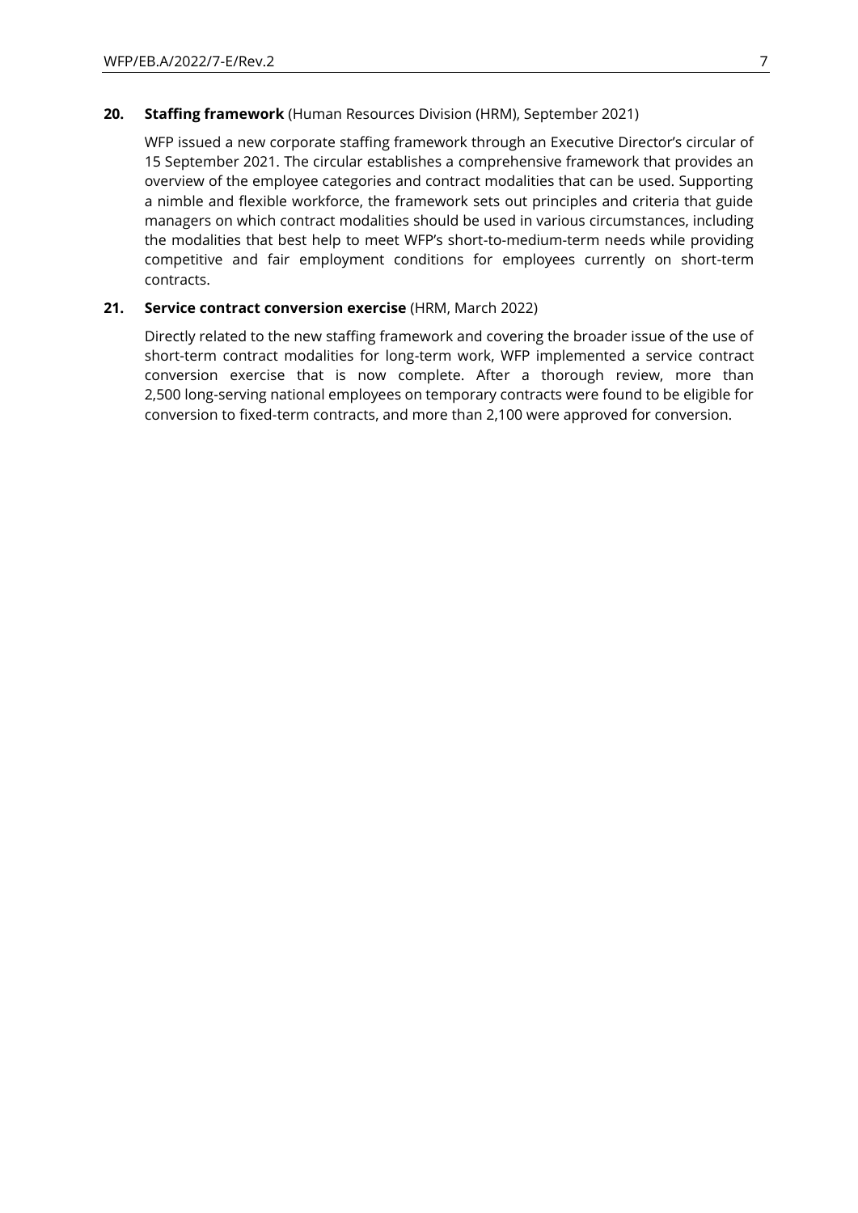**20. Staffing framework** (Human Resources Division (HRM), September 2021)

WFP issued a new corporate staffing framework through an Executive Director's circular of 15 September 2021. The circular establishes a comprehensive framework that provides an overview of the employee categories and contract modalities that can be used. Supporting a nimble and flexible workforce, the framework sets out principles and criteria that guide managers on which contract modalities should be used in various circumstances, including the modalities that best help to meet WFP's short-to-medium-term needs while providing competitive and fair employment conditions for employees currently on short-term contracts.

**21. Service contract conversion exercise** (HRM, March 2022)

Directly related to the new staffing framework and covering the broader issue of the use of short-term contract modalities for long-term work, WFP implemented a service contract conversion exercise that is now complete. After a thorough review, more than 2,500 long-serving national employees on temporary contracts were found to be eligible for conversion to fixed-term contracts, and more than 2,100 were approved for conversion.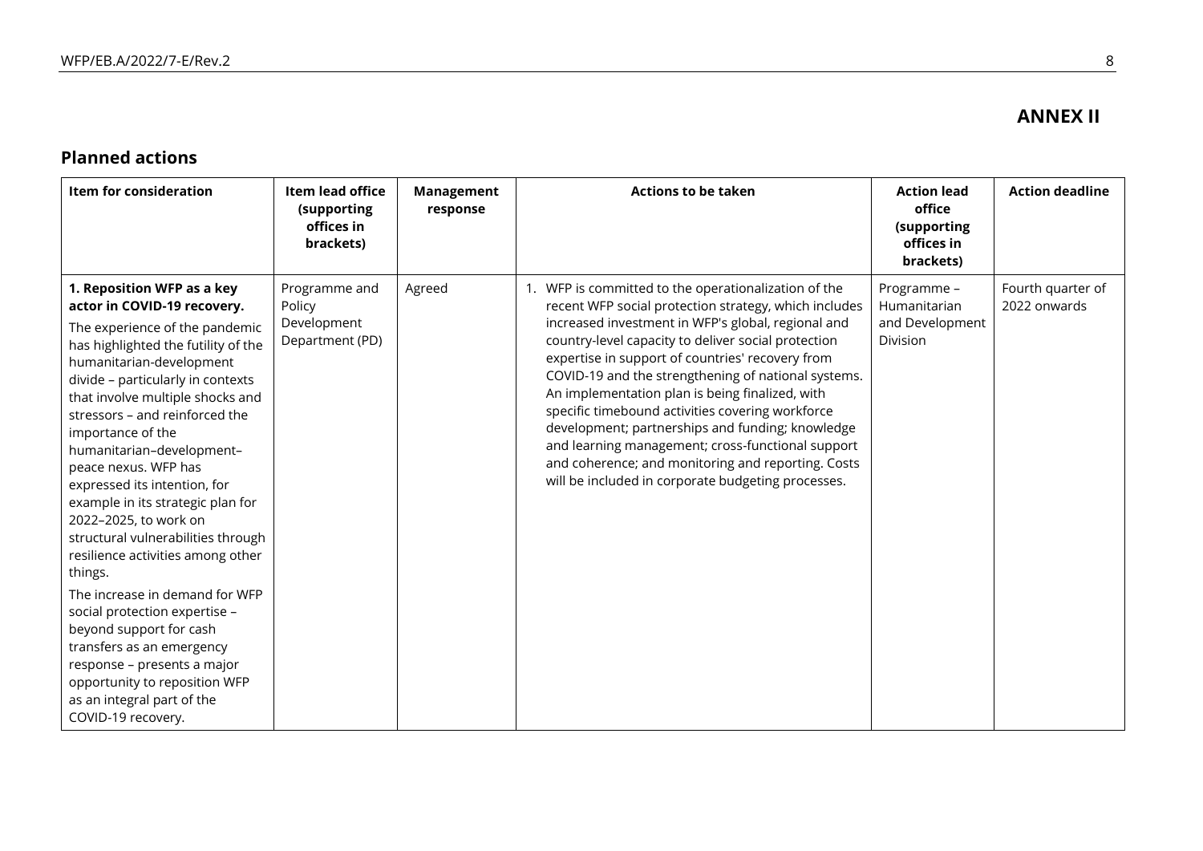## ANNEX II

## Planned actions

| Item for consideration | Item lead office (supporting offices in brackets) | Management response | Actions to be taken | Action lead office (supporting offices in brackets) | Action deadline |
|---|---|---|---|---|---|
| **1. Reposition WFP as a key actor in COVID-19 recovery.**<br><br>The experience of the pandemic has highlighted the futility of the humanitarian-development divide – particularly in contexts that involve multiple shocks and stressors – and reinforced the importance of the humanitarian–development–peace nexus. WFP has expressed its intention, for example in its strategic plan for 2022–2025, to work on structural vulnerabilities through resilience activities among other things.<br><br>The increase in demand for WFP social protection expertise – beyond support for cash transfers as an emergency response – presents a major opportunity to reposition WFP as an integral part of the COVID-19 recovery. | Programme and Policy Development Department (PD) | Agreed | 1. WFP is committed to the operationalization of the recent WFP social protection strategy, which includes increased investment in WFP's global, regional and country-level capacity to deliver social protection expertise in support of countries' recovery from COVID-19 and the strengthening of national systems. An implementation plan is being finalized, with specific timebound activities covering workforce development; partnerships and funding; knowledge and learning management; cross-functional support and coherence; and monitoring and reporting. Costs will be included in corporate budgeting processes. | Programme – Humanitarian and Development Division | Fourth quarter of 2022 onwards |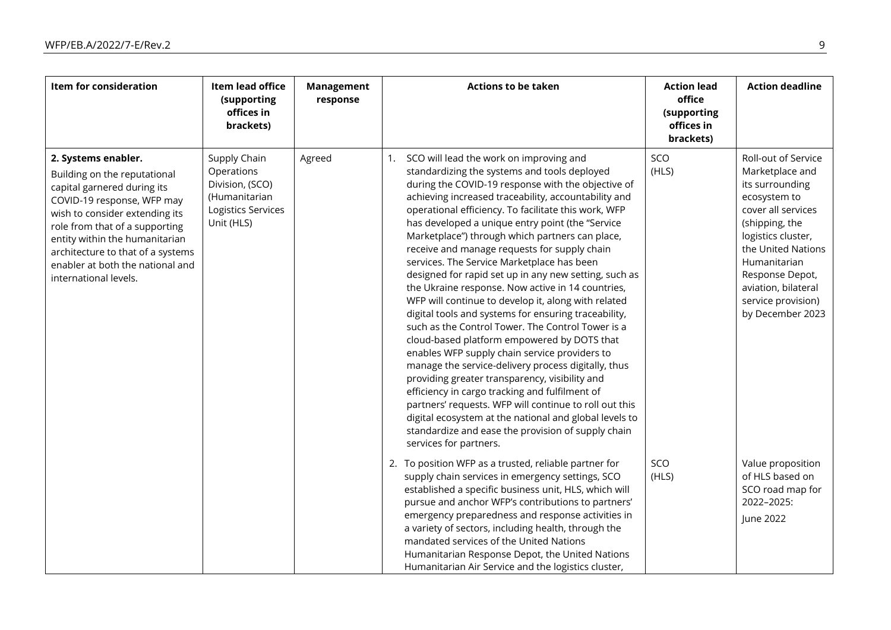| Item for consideration | Item lead office (supporting offices in brackets) | Management response | Actions to be taken | Action lead office (supporting offices in brackets) | Action deadline |
|---|---|---|---|---|---|
| **2. Systems enabler.** Building on the reputational capital garnered during its COVID-19 response, WFP may wish to consider extending its role from that of a supporting entity within the humanitarian architecture to that of a systems enabler at both the national and international levels. | Supply Chain Operations Division, (SCO) (Humanitarian Logistics Services Unit (HLS) | Agreed | 1. SCO will lead the work on improving and standardizing the systems and tools deployed during the COVID-19 response with the objective of achieving increased traceability, accountability and operational efficiency. To facilitate this work, WFP has developed a unique entry point (the "Service Marketplace") through which partners can place, receive and manage requests for supply chain services. The Service Marketplace has been designed for rapid set up in any new setting, such as the Ukraine response. Now active in 14 countries, WFP will continue to develop it, along with related digital tools and systems for ensuring traceability, such as the Control Tower. The Control Tower is a cloud-based platform empowered by DOTS that enables WFP supply chain service providers to manage the service-delivery process digitally, thus providing greater transparency, visibility and efficiency in cargo tracking and fulfilment of partners' requests. WFP will continue to roll out this digital ecosystem at the national and global levels to standardize and ease the provision of supply chain services for partners. | SCO (HLS) | Roll-out of Service Marketplace and its surrounding ecosystem to cover all services (shipping, the logistics cluster, the United Nations Humanitarian Response Depot, aviation, bilateral service provision) by December 2023 |
| | | | 2. To position WFP as a trusted, reliable partner for supply chain services in emergency settings, SCO established a specific business unit, HLS, which will pursue and anchor WFP's contributions to partners' emergency preparedness and response activities in a variety of sectors, including health, through the mandated services of the United Nations Humanitarian Response Depot, the United Nations Humanitarian Air Service and the logistics cluster, | SCO (HLS) | Value proposition of HLS based on SCO road map for 2022–2025: June 2022 |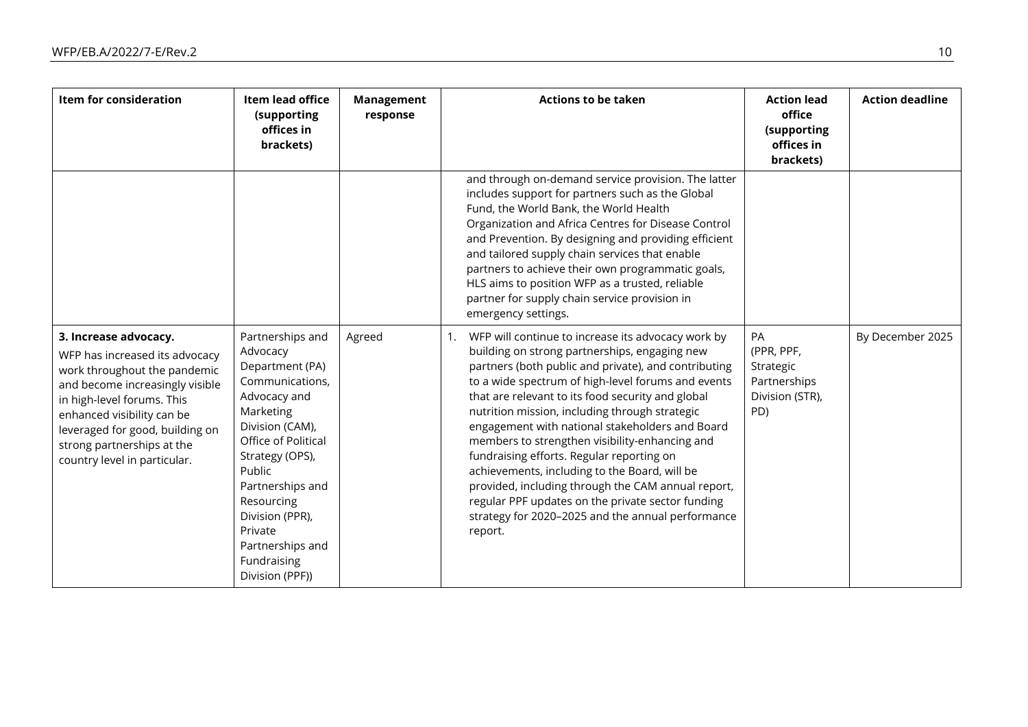| Item for consideration | Item lead office (supporting offices in brackets) | Management response | Actions to be taken | Action lead office (supporting offices in brackets) | Action deadline |
|---|---|---|---|---|---|
| | | | and through on-demand service provision. The latter includes support for partners such as the Global Fund, the World Bank, the World Health Organization and Africa Centres for Disease Control and Prevention. By designing and providing efficient and tailored supply chain services that enable partners to achieve their own programmatic goals, HLS aims to position WFP as a trusted, reliable partner for supply chain service provision in emergency settings. | | |
| **3. Increase advocacy.** WFP has increased its advocacy work throughout the pandemic and become increasingly visible in high-level forums. This enhanced visibility can be leveraged for good, building on strong partnerships at the country level in particular. | Partnerships and Advocacy Department (PA) Communications, Advocacy and Marketing Division (CAM), Office of Political Strategy (OPS), Public Partnerships and Resourcing Division (PPR), Private Partnerships and Fundraising Division (PPF)) | Agreed | 1. WFP will continue to increase its advocacy work by building on strong partnerships, engaging new partners (both public and private), and contributing to a wide spectrum of high-level forums and events that are relevant to its food security and global nutrition mission, including through strategic engagement with national stakeholders and Board members to strengthen visibility-enhancing and fundraising efforts. Regular reporting on achievements, including to the Board, will be provided, including through the CAM annual report, regular PPF updates on the private sector funding strategy for 2020–2025 and the annual performance report. | PA (PPR, PPF, Strategic Partnerships Division (STR), PD) | By December 2025 |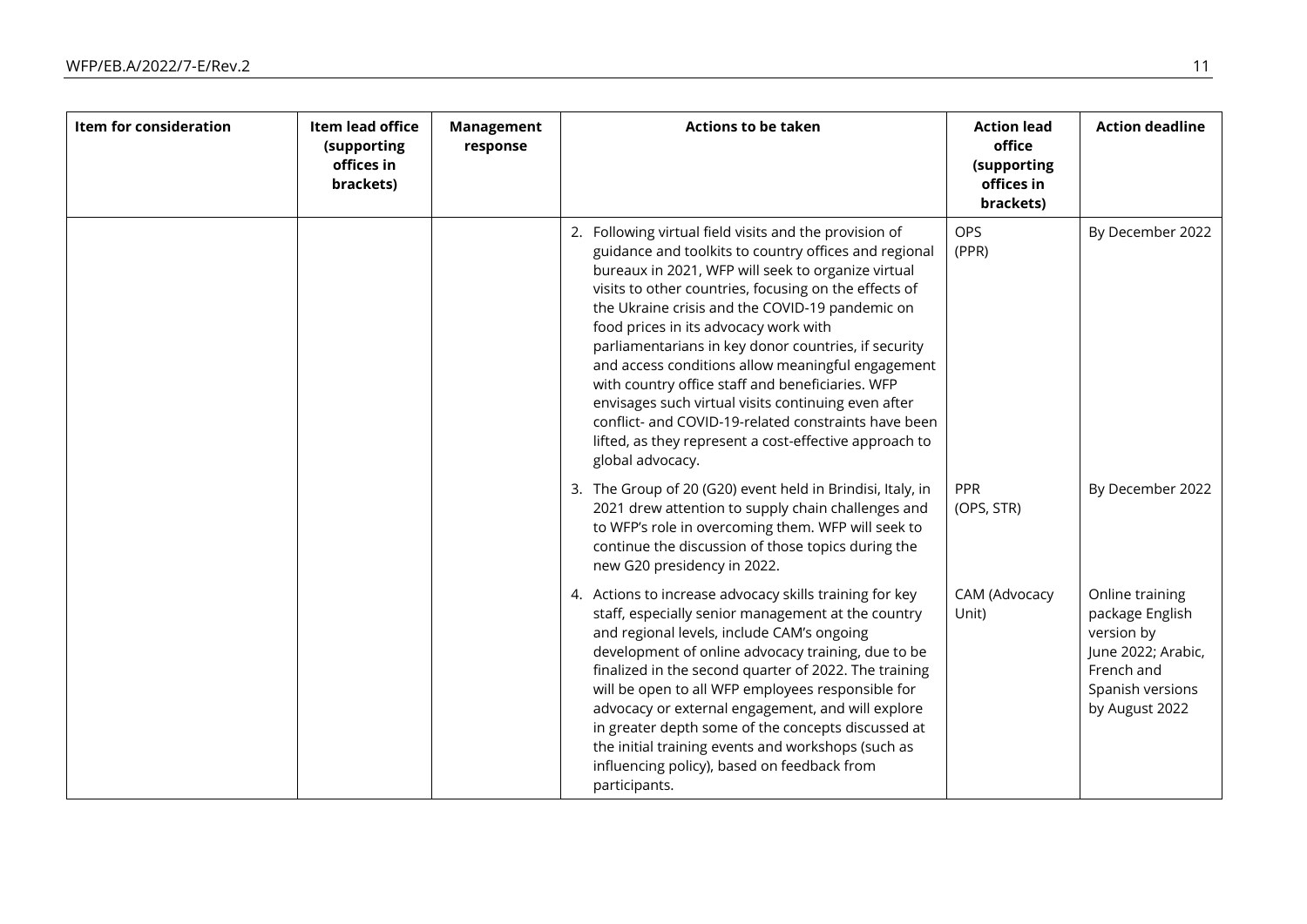| Item for consideration | Item lead office (supporting offices in brackets) | Management response | Actions to be taken | Action lead office (supporting offices in brackets) | Action deadline |
|---|---|---|---|---|---|
| | | | 2. Following virtual field visits and the provision of guidance and toolkits to country offices and regional bureaux in 2021, WFP will seek to organize virtual visits to other countries, focusing on the effects of the Ukraine crisis and the COVID-19 pandemic on food prices in its advocacy work with parliamentarians in key donor countries, if security and access conditions allow meaningful engagement with country office staff and beneficiaries. WFP envisages such virtual visits continuing even after conflict- and COVID-19-related constraints have been lifted, as they represent a cost-effective approach to global advocacy. | OPS (PPR) | By December 2022 |
| | | | 3. The Group of 20 (G20) event held in Brindisi, Italy, in 2021 drew attention to supply chain challenges and to WFP's role in overcoming them. WFP will seek to continue the discussion of those topics during the new G20 presidency in 2022. | PPR (OPS, STR) | By December 2022 |
| | | | 4. Actions to increase advocacy skills training for key staff, especially senior management at the country and regional levels, include CAM's ongoing development of online advocacy training, due to be finalized in the second quarter of 2022. The training will be open to all WFP employees responsible for advocacy or external engagement, and will explore in greater depth some of the concepts discussed at the initial training events and workshops (such as influencing policy), based on feedback from participants. | CAM (Advocacy Unit) | Online training package English version by June 2022; Arabic, French and Spanish versions by August 2022 |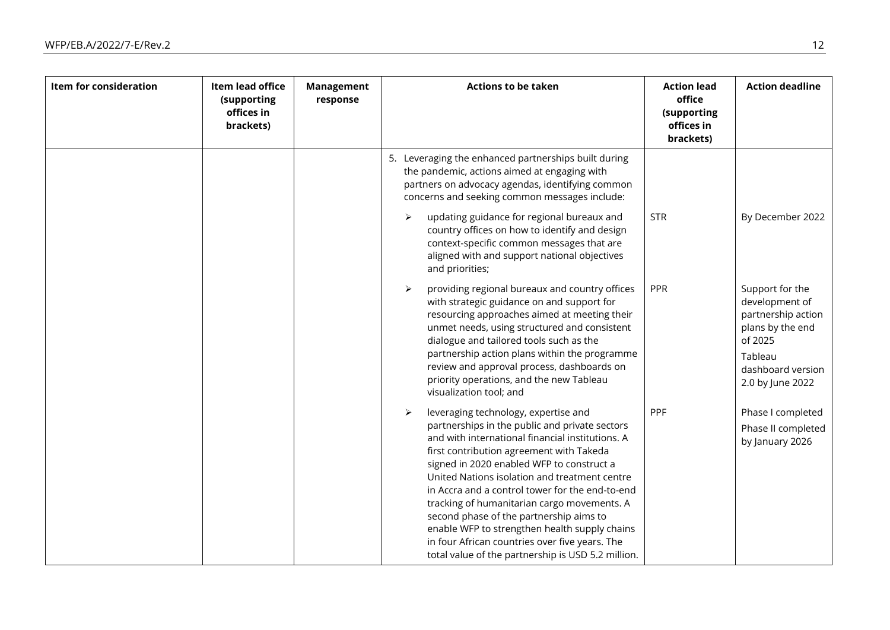| Item for consideration | Item lead office (supporting offices in brackets) | Management response | Actions to be taken | Action lead office (supporting offices in brackets) | Action deadline |
|---|---|---|---|---|---|
| | | | 5. Leveraging the enhanced partnerships built during the pandemic, actions aimed at engaging with partners on advocacy agendas, identifying common concerns and seeking common messages include: | | |
| | | | ➢ updating guidance for regional bureaux and country offices on how to identify and design context-specific common messages that are aligned with and support national objectives and priorities; | STR | By December 2022 |
| | | | ➢ providing regional bureaux and country offices with strategic guidance on and support for resourcing approaches aimed at meeting their unmet needs, using structured and consistent dialogue and tailored tools such as the partnership action plans within the programme review and approval process, dashboards on priority operations, and the new Tableau visualization tool; and | PPR | Support for the development of partnership action plans by the end of 2025<br>Tableau dashboard version 2.0 by June 2022 |
| | | | ➢ leveraging technology, expertise and partnerships in the public and private sectors and with international financial institutions. A first contribution agreement with Takeda signed in 2020 enabled WFP to construct a United Nations isolation and treatment centre in Accra and a control tower for the end-to-end tracking of humanitarian cargo movements. A second phase of the partnership aims to enable WFP to strengthen health supply chains in four African countries over five years. The total value of the partnership is USD 5.2 million. | PPF | Phase I completed<br>Phase II completed by January 2026 |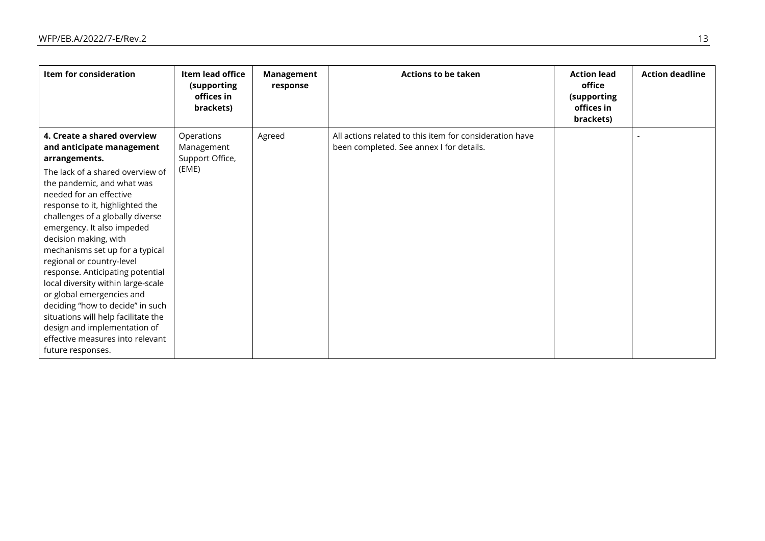| Item for consideration | Item lead office (supporting offices in brackets) | Management response | Actions to be taken | Action lead office (supporting offices in brackets) | Action deadline |
|---|---|---|---|---|---|
| **4. Create a shared overview and anticipate management arrangements.** The lack of a shared overview of the pandemic, and what was needed for an effective response to it, highlighted the challenges of a globally diverse emergency. It also impeded decision making, with mechanisms set up for a typical regional or country-level response. Anticipating potential local diversity within large-scale or global emergencies and deciding "how to decide" in such situations will help facilitate the design and implementation of effective measures into relevant future responses. | Operations Management Support Office, (EME) | Agreed | All actions related to this item for consideration have been completed. See annex I for details. | | - |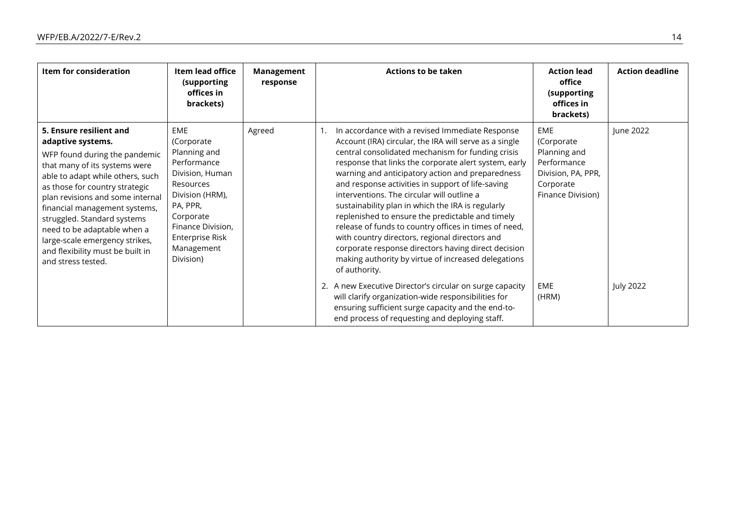| Item for consideration | Item lead office (supporting offices in brackets) | Management response | Actions to be taken | Action lead office (supporting offices in brackets) | Action deadline |
|---|---|---|---|---|---|
| **5. Ensure resilient and adaptive systems.** WFP found during the pandemic that many of its systems were able to adapt while others, such as those for country strategic plan revisions and some internal financial management systems, struggled. Standard systems need to be adaptable when a large-scale emergency strikes, and flexibility must be built in and stress tested. | EME (Corporate Planning and Performance Division, Human Resources Division (HRM), PA, PPR, Corporate Finance Division, Enterprise Risk Management Division) | Agreed | 1. In accordance with a revised Immediate Response Account (IRA) circular, the IRA will serve as a single central consolidated mechanism for funding crisis response that links the corporate alert system, early warning and anticipatory action and preparedness and response activities in support of life-saving interventions. The circular will outline a sustainability plan in which the IRA is regularly replenished to ensure the predictable and timely release of funds to country offices in times of need, with country directors, regional directors and corporate response directors having direct decision making authority by virtue of increased delegations of authority. | EME (Corporate Planning and Performance Division, PA, PPR, Corporate Finance Division) | June 2022 |
| | | | 2. A new Executive Director's circular on surge capacity will clarify organization-wide responsibilities for ensuring sufficient surge capacity and the end-to-end process of requesting and deploying staff. | EME (HRM) | July 2022 |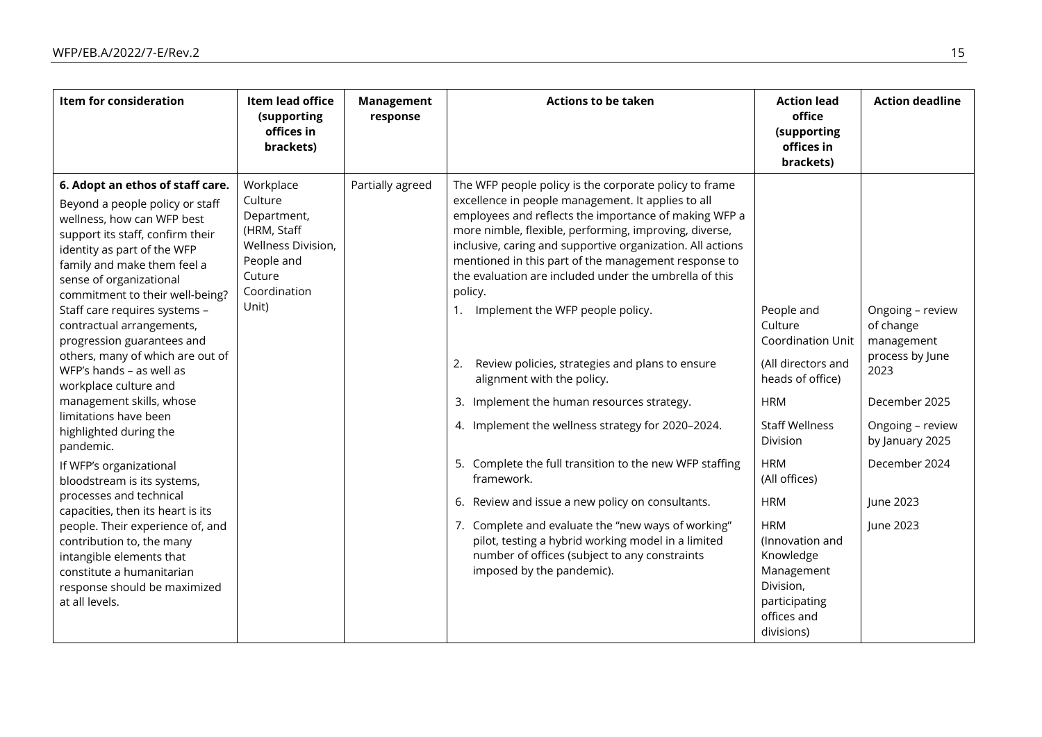| Item for consideration | Item lead office (supporting offices in brackets) | Management response | Actions to be taken | Action lead office (supporting offices in brackets) | Action deadline |
|---|---|---|---|---|---|
| **6. Adopt an ethos of staff care.** Beyond a people policy or staff wellness, how can WFP best support its staff, confirm their identity as part of the WFP family and make them feel a sense of organizational commitment to their well-being? Staff care requires systems – contractual arrangements, progression guarantees and others, many of which are out of WFP's hands – as well as workplace culture and management skills, whose limitations have been highlighted during the pandemic. If WFP's organizational bloodstream is its systems, processes and technical capacities, then its heart is its people. Their experience of, and contribution to, the many intangible elements that constitute a humanitarian response should be maximized at all levels. | Workplace Culture Department, (HRM, Staff Wellness Division, People and Cuture Coordination Unit) | Partially agreed | The WFP people policy is the corporate policy to frame excellence in people management. It applies to all employees and reflects the importance of making WFP a more nimble, flexible, performing, improving, diverse, inclusive, caring and supportive organization. All actions mentioned in this part of the management response to the evaluation are included under the umbrella of this policy. | | |
| | | | 1. Implement the WFP people policy. | People and Culture Coordination Unit | Ongoing – review of change management process by June 2023 |
| | | | 2. Review policies, strategies and plans to ensure alignment with the policy. | (All directors and heads of office) | |
| | | | 3. Implement the human resources strategy. | HRM | December 2025 |
| | | | 4. Implement the wellness strategy for 2020–2024. | Staff Wellness Division | Ongoing – review by January 2025 |
| | | | 5. Complete the full transition to the new WFP staffing framework. | HRM (All offices) | December 2024 |
| | | | 6. Review and issue a new policy on consultants. | HRM | June 2023 |
| | | | 7. Complete and evaluate the "new ways of working" pilot, testing a hybrid working model in a limited number of offices (subject to any constraints imposed by the pandemic). | HRM (Innovation and Knowledge Management Division, participating offices and divisions) | June 2023 |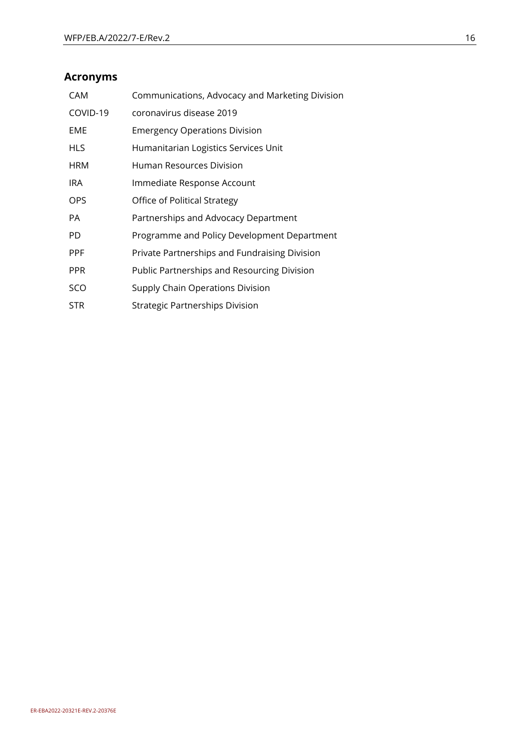## Acronyms

| | |
|---|---|
| CAM | Communications, Advocacy and Marketing Division |
| COVID-19 | coronavirus disease 2019 |
| EME | Emergency Operations Division |
| HLS | Humanitarian Logistics Services Unit |
| HRM | Human Resources Division |
| IRA | Immediate Response Account |
| OPS | Office of Political Strategy |
| PA | Partnerships and Advocacy Department |
| PD | Programme and Policy Development Department |
| PPF | Private Partnerships and Fundraising Division |
| PPR | Public Partnerships and Resourcing Division |
| SCO | Supply Chain Operations Division |
| STR | Strategic Partnerships Division |

ER-EBA2022-20321E-REV.2-20376E